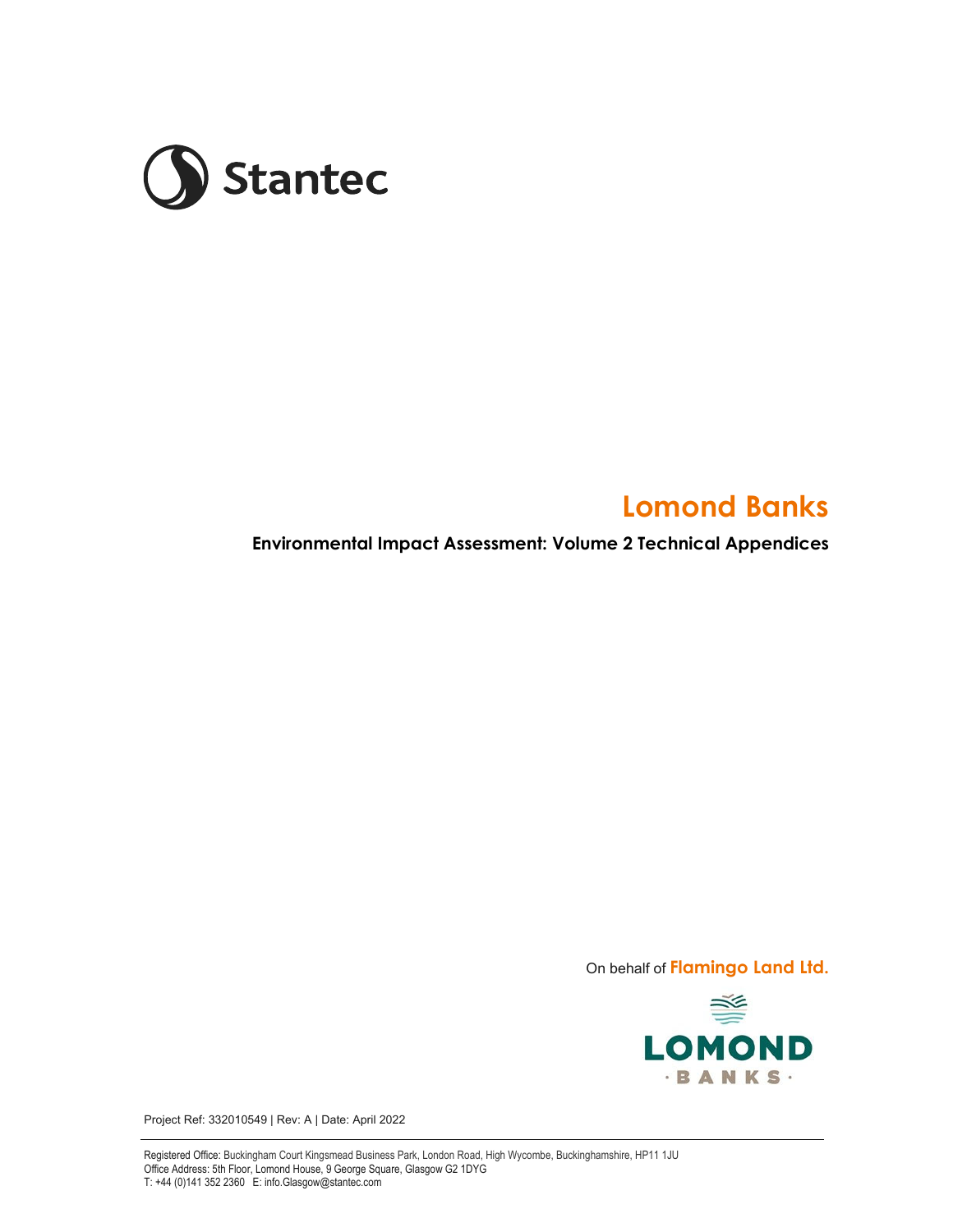Stantec

# Lomond Banks

## Environmental Impact Assessment: Volume 2 Technical Appendices

On behalf of **Flamingo Land Ltd.**

LOMOND BANKS

Project Ref: 332010549 | Rev: A | Date: April 2022

Registered Office: Buckingham Court Kingsmead Business Park, London Road, High Wycombe, Buckinghamshire, HP11 1JU
Office Address: 5th Floor, Lomond House, 9 George Square, Glasgow G2 1DYG
T: +44 (0)141 352 2360 E: info.Glasgow@stantec.com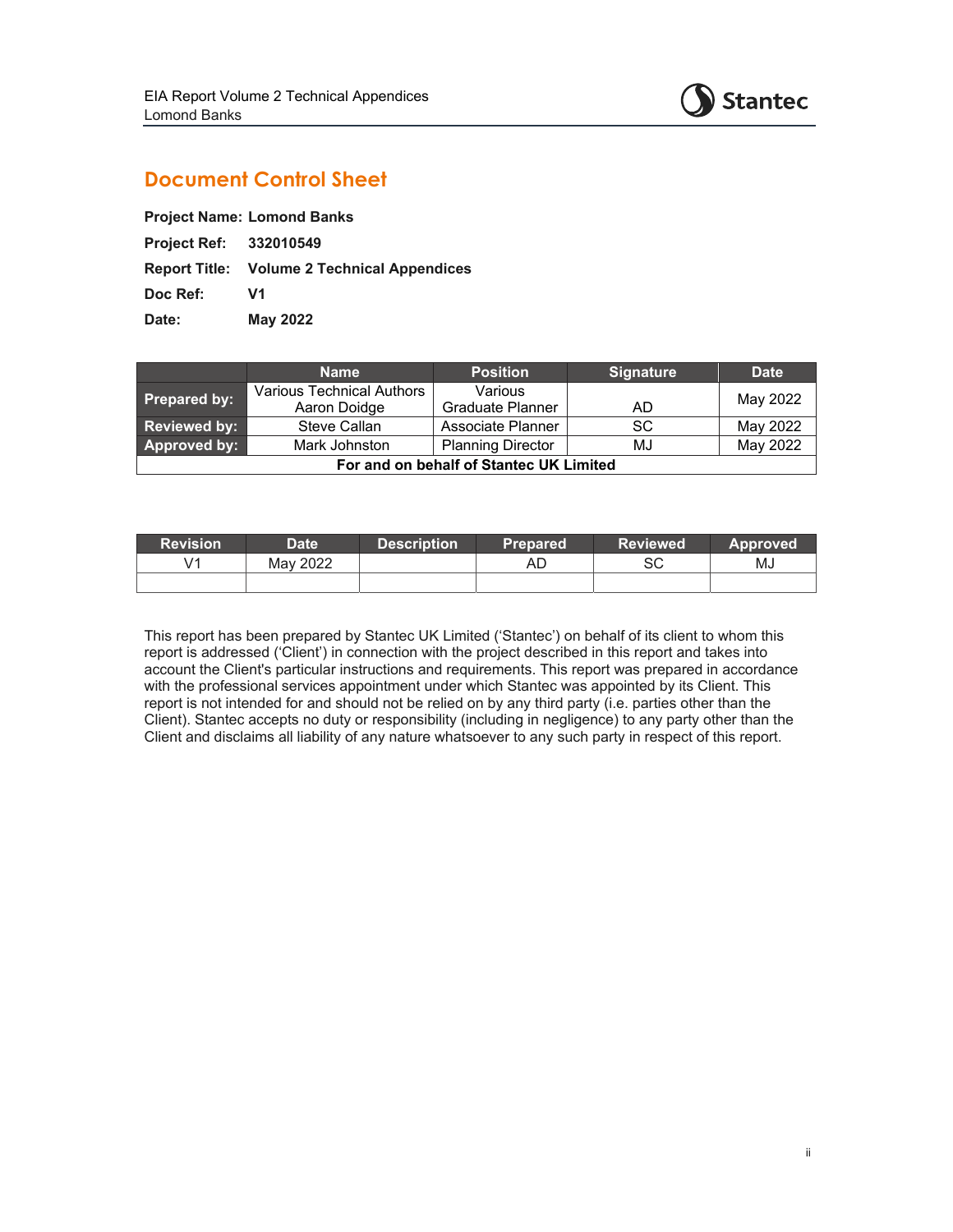# Document Control Sheet

**Project Name:** **Lomond Banks**

**Project Ref:** **332010549**

**Report Title:** **Volume 2 Technical Appendices**

**Doc Ref:** **V1**

**Date:** **May 2022**

| | Name | Position | Signature | Date |
|---|---|---|---|---|
| **Prepared by:** | Various Technical Authors<br>Aaron Doidge | Various<br>Graduate Planner | AD | May 2022 |
| **Reviewed by:** | Steve Callan | Associate Planner | SC | May 2022 |
| **Approved by:** | Mark Johnston | Planning Director | MJ | May 2022 |
| **For and on behalf of Stantec UK Limited** | | | | |

| Revision | Date | Description | Prepared | Reviewed | Approved |
|---|---|---|---|---|---|
| V1 | May 2022 | | AD | SC | MJ |
| | | | | | |

This report has been prepared by Stantec UK Limited ('Stantec') on behalf of its client to whom this report is addressed ('Client') in connection with the project described in this report and takes into account the Client's particular instructions and requirements. This report was prepared in accordance with the professional services appointment under which Stantec was appointed by its Client. This report is not intended for and should not be relied on by any third party (i.e. parties other than the Client). Stantec accepts no duty or responsibility (including in negligence) to any party other than the Client and disclaims all liability of any nature whatsoever to any such party in respect of this report.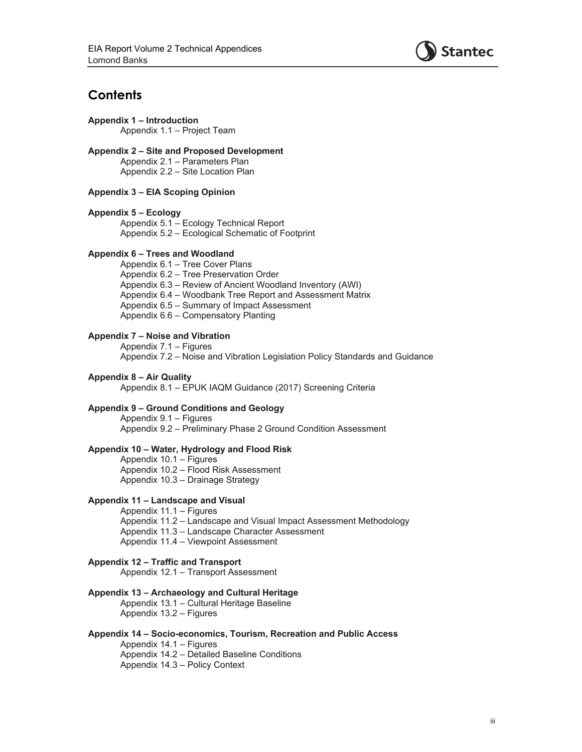# Contents

**Appendix 1 – Introduction**

Appendix 1.1 – Project Team

**Appendix 2 – Site and Proposed Development**

Appendix 2.1 – Parameters Plan
Appendix 2.2 – Site Location Plan

**Appendix 3 – EIA Scoping Opinion**

**Appendix 5 – Ecology**

Appendix 5.1 – Ecology Technical Report
Appendix 5.2 – Ecological Schematic of Footprint

**Appendix 6 – Trees and Woodland**

Appendix 6.1 – Tree Cover Plans
Appendix 6.2 – Tree Preservation Order
Appendix 6.3 – Review of Ancient Woodland Inventory (AWI)
Appendix 6.4 – Woodbank Tree Report and Assessment Matrix
Appendix 6.5 – Summary of Impact Assessment
Appendix 6.6 – Compensatory Planting

**Appendix 7 – Noise and Vibration**

Appendix 7.1 – Figures
Appendix 7.2 – Noise and Vibration Legislation Policy Standards and Guidance

**Appendix 8 – Air Quality**

Appendix 8.1 – EPUK IAQM Guidance (2017) Screening Criteria

**Appendix 9 – Ground Conditions and Geology**

Appendix 9.1 – Figures
Appendix 9.2 – Preliminary Phase 2 Ground Condition Assessment

**Appendix 10 – Water, Hydrology and Flood Risk**

Appendix 10.1 – Figures
Appendix 10.2 – Flood Risk Assessment
Appendix 10.3 – Drainage Strategy

**Appendix 11 – Landscape and Visual**

Appendix 11.1 – Figures
Appendix 11.2 – Landscape and Visual Impact Assessment Methodology
Appendix 11.3 – Landscape Character Assessment
Appendix 11.4 – Viewpoint Assessment

**Appendix 12 – Traffic and Transport**

Appendix 12.1 – Transport Assessment

**Appendix 13 – Archaeology and Cultural Heritage**

Appendix 13.1 – Cultural Heritage Baseline
Appendix 13.2 – Figures

**Appendix 14 – Socio-economics, Tourism, Recreation and Public Access**

Appendix 14.1 – Figures
Appendix 14.2 – Detailed Baseline Conditions
Appendix 14.3 – Policy Context